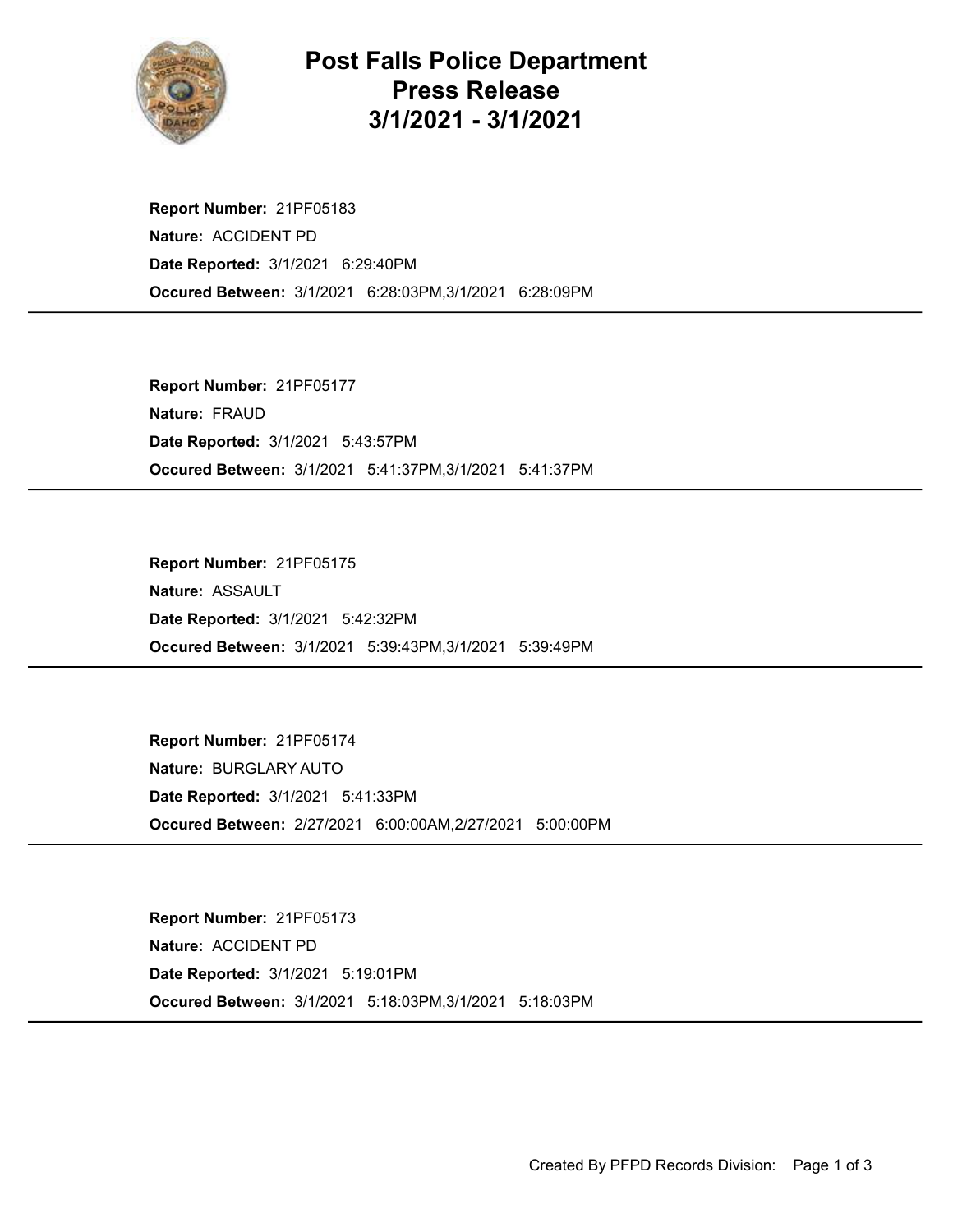# Post Falls Police Department Press Release 3/1/2021 - 3/1/2021

**Report Number:** 21PF05183
**Nature:** ACCIDENT PD
**Date Reported:** 3/1/2021 6:29:40PM
**Occured Between:** 3/1/2021 6:28:03PM,3/1/2021 6:28:09PM

---

**Report Number:** 21PF05177
**Nature:** FRAUD
**Date Reported:** 3/1/2021 5:43:57PM
**Occured Between:** 3/1/2021 5:41:37PM,3/1/2021 5:41:37PM

---

**Report Number:** 21PF05175
**Nature:** ASSAULT
**Date Reported:** 3/1/2021 5:42:32PM
**Occured Between:** 3/1/2021 5:39:43PM,3/1/2021 5:39:49PM

---

**Report Number:** 21PF05174
**Nature:** BURGLARY AUTO
**Date Reported:** 3/1/2021 5:41:33PM
**Occured Between:** 2/27/2021 6:00:00AM,2/27/2021 5:00:00PM

---

**Report Number:** 21PF05173
**Nature:** ACCIDENT PD
**Date Reported:** 3/1/2021 5:19:01PM
**Occured Between:** 3/1/2021 5:18:03PM,3/1/2021 5:18:03PM

---

Created By PFPD Records Division: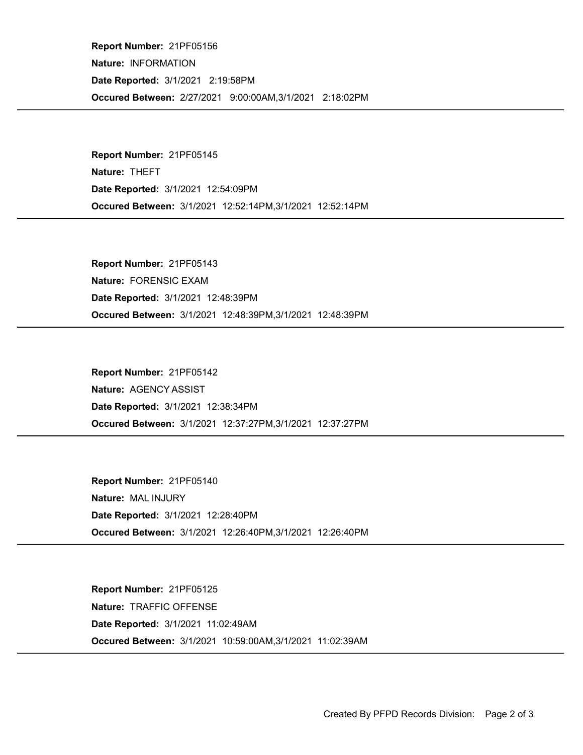**Report Number:** 21PF05156

**Nature:** INFORMATION

**Date Reported:** 3/1/2021 2:19:58PM

**Occured Between:** 2/27/2021 9:00:00AM,3/1/2021 2:18:02PM

---

**Report Number:** 21PF05145

**Nature:** THEFT

**Date Reported:** 3/1/2021 12:54:09PM

**Occured Between:** 3/1/2021 12:52:14PM,3/1/2021 12:52:14PM

---

**Report Number:** 21PF05143

**Nature:** FORENSIC EXAM

**Date Reported:** 3/1/2021 12:48:39PM

**Occured Between:** 3/1/2021 12:48:39PM,3/1/2021 12:48:39PM

---

**Report Number:** 21PF05142

**Nature:** AGENCY ASSIST

**Date Reported:** 3/1/2021 12:38:34PM

**Occured Between:** 3/1/2021 12:37:27PM,3/1/2021 12:37:27PM

---

**Report Number:** 21PF05140

**Nature:** MAL INJURY

**Date Reported:** 3/1/2021 12:28:40PM

**Occured Between:** 3/1/2021 12:26:40PM,3/1/2021 12:26:40PM

---

**Report Number:** 21PF05125

**Nature:** TRAFFIC OFFENSE

**Date Reported:** 3/1/2021 11:02:49AM

**Occured Between:** 3/1/2021 10:59:00AM,3/1/2021 11:02:39AM

---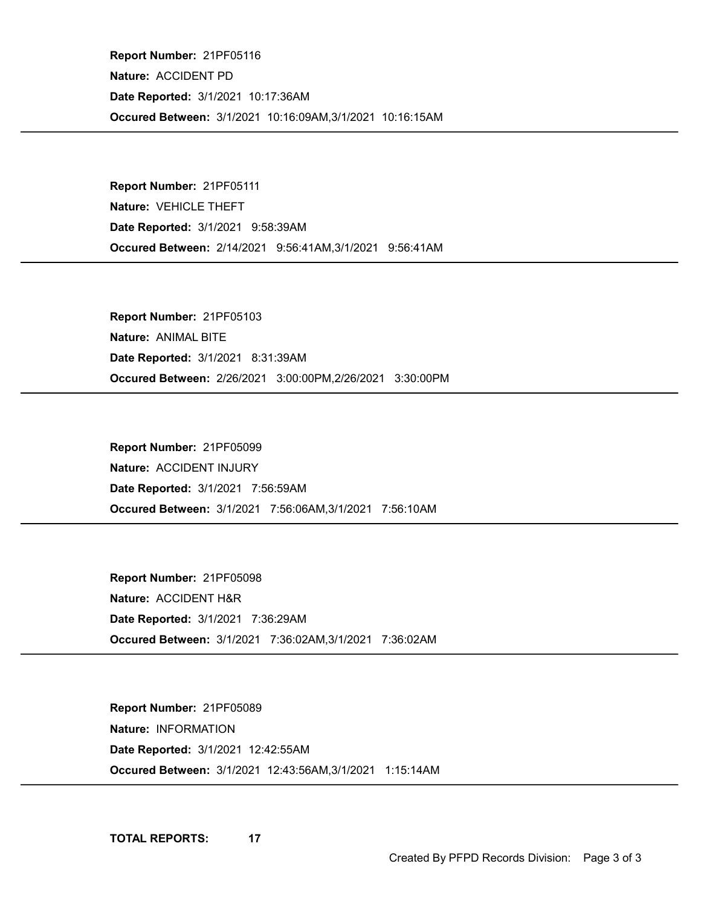**Report Number:** 21PF05116
**Nature:** ACCIDENT PD
**Date Reported:** 3/1/2021 10:17:36AM
**Occured Between:** 3/1/2021 10:16:09AM,3/1/2021 10:16:15AM

---

**Report Number:** 21PF05111
**Nature:** VEHICLE THEFT
**Date Reported:** 3/1/2021 9:58:39AM
**Occured Between:** 2/14/2021 9:56:41AM,3/1/2021 9:56:41AM

---

**Report Number:** 21PF05103
**Nature:** ANIMAL BITE
**Date Reported:** 3/1/2021 8:31:39AM
**Occured Between:** 2/26/2021 3:00:00PM,2/26/2021 3:30:00PM

---

**Report Number:** 21PF05099
**Nature:** ACCIDENT INJURY
**Date Reported:** 3/1/2021 7:56:59AM
**Occured Between:** 3/1/2021 7:56:06AM,3/1/2021 7:56:10AM

---

**Report Number:** 21PF05098
**Nature:** ACCIDENT H&R
**Date Reported:** 3/1/2021 7:36:29AM
**Occured Between:** 3/1/2021 7:36:02AM,3/1/2021 7:36:02AM

---

**Report Number:** 21PF05089
**Nature:** INFORMATION
**Date Reported:** 3/1/2021 12:42:55AM
**Occured Between:** 3/1/2021 12:43:56AM,3/1/2021 1:15:14AM

---

**TOTAL REPORTS:** **17**

Created By PFPD Records Division: